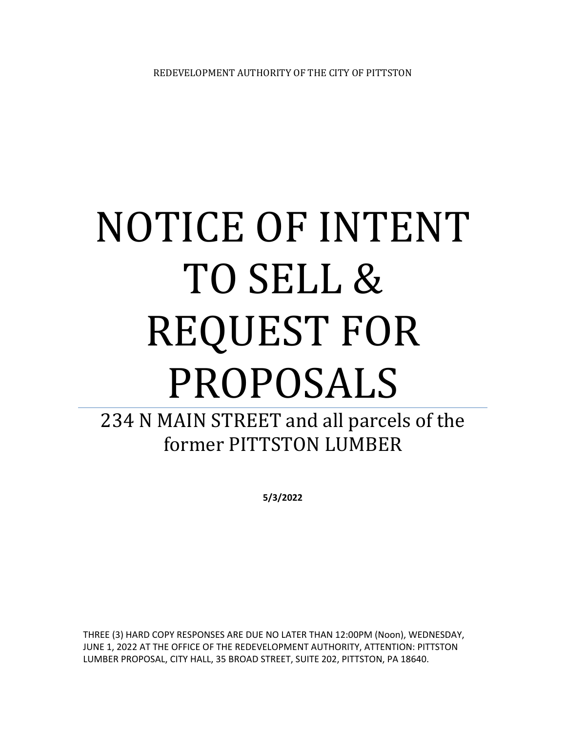REDEVELOPMENT AUTHORITY OF THE CITY OF PITTSTON

# NOTICE OF INTENT TO SELL & REQUEST FOR PROPOSALS

## 234 N MAIN STREET and all parcels of the former PITTSTON LUMBER

**5/3/2022**

THREE (3) HARD COPY RESPONSES ARE DUE NO LATER THAN 12:00PM (Noon), WEDNESDAY, JUNE 1, 2022 AT THE OFFICE OF THE REDEVELOPMENT AUTHORITY, ATTENTION: PITTSTON LUMBER PROPOSAL, CITY HALL, 35 BROAD STREET, SUITE 202, PITTSTON, PA 18640.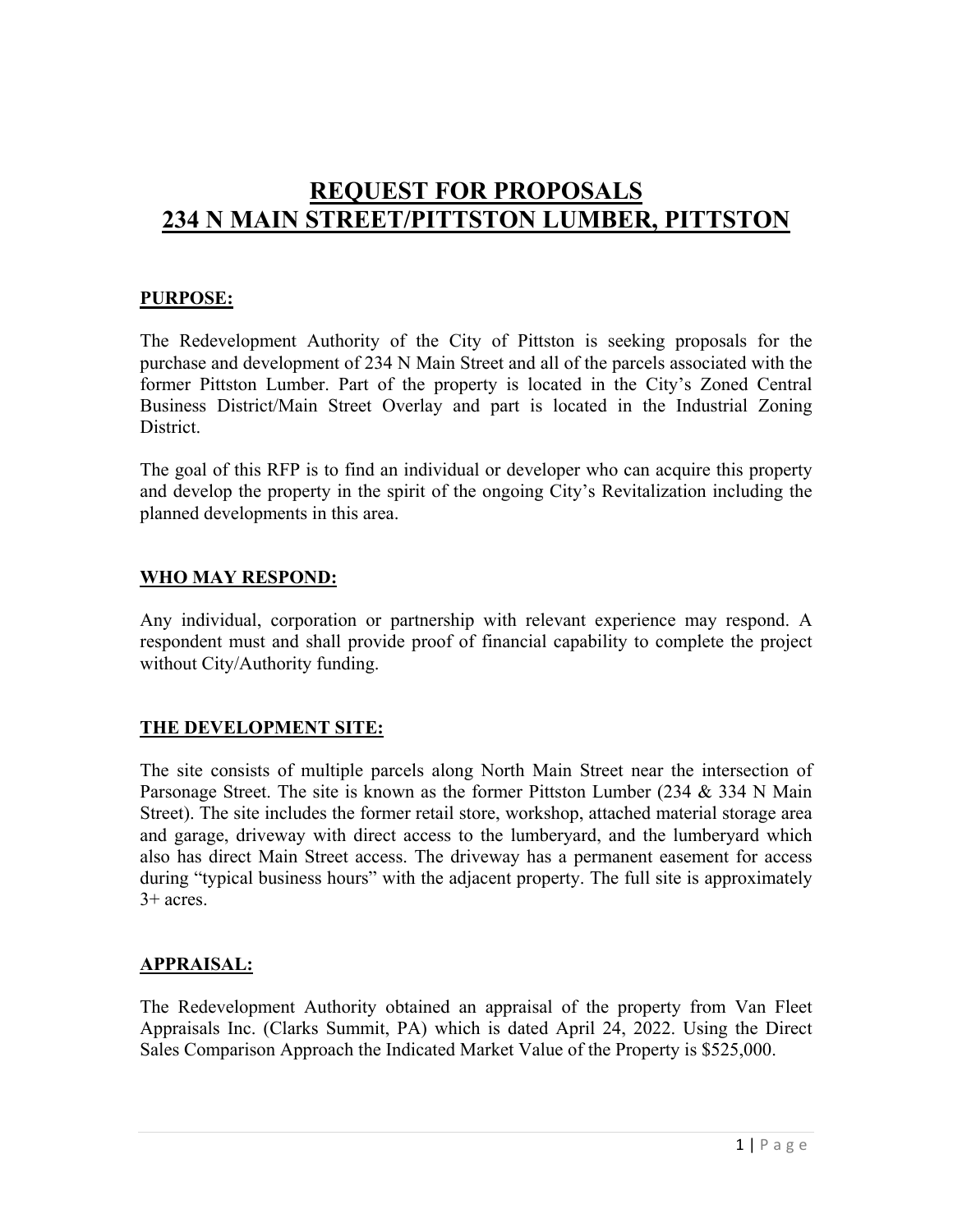# REQUEST FOR PROPOSALS
# 234 N MAIN STREET/PITTSTON LUMBER, PITTSTON

## PURPOSE:

The Redevelopment Authority of the City of Pittston is seeking proposals for the purchase and development of 234 N Main Street and all of the parcels associated with the former Pittston Lumber. Part of the property is located in the City's Zoned Central Business District/Main Street Overlay and part is located in the Industrial Zoning District.

The goal of this RFP is to find an individual or developer who can acquire this property and develop the property in the spirit of the ongoing City's Revitalization including the planned developments in this area.

## WHO MAY RESPOND:

Any individual, corporation or partnership with relevant experience may respond. A respondent must and shall provide proof of financial capability to complete the project without City/Authority funding.

## THE DEVELOPMENT SITE:

The site consists of multiple parcels along North Main Street near the intersection of Parsonage Street. The site is known as the former Pittston Lumber (234 & 334 N Main Street). The site includes the former retail store, workshop, attached material storage area and garage, driveway with direct access to the lumberyard, and the lumberyard which also has direct Main Street access. The driveway has a permanent easement for access during "typical business hours" with the adjacent property. The full site is approximately 3+ acres.

## APPRAISAL:

The Redevelopment Authority obtained an appraisal of the property from Van Fleet Appraisals Inc. (Clarks Summit, PA) which is dated April 24, 2022. Using the Direct Sales Comparison Approach the Indicated Market Value of the Property is $525,000.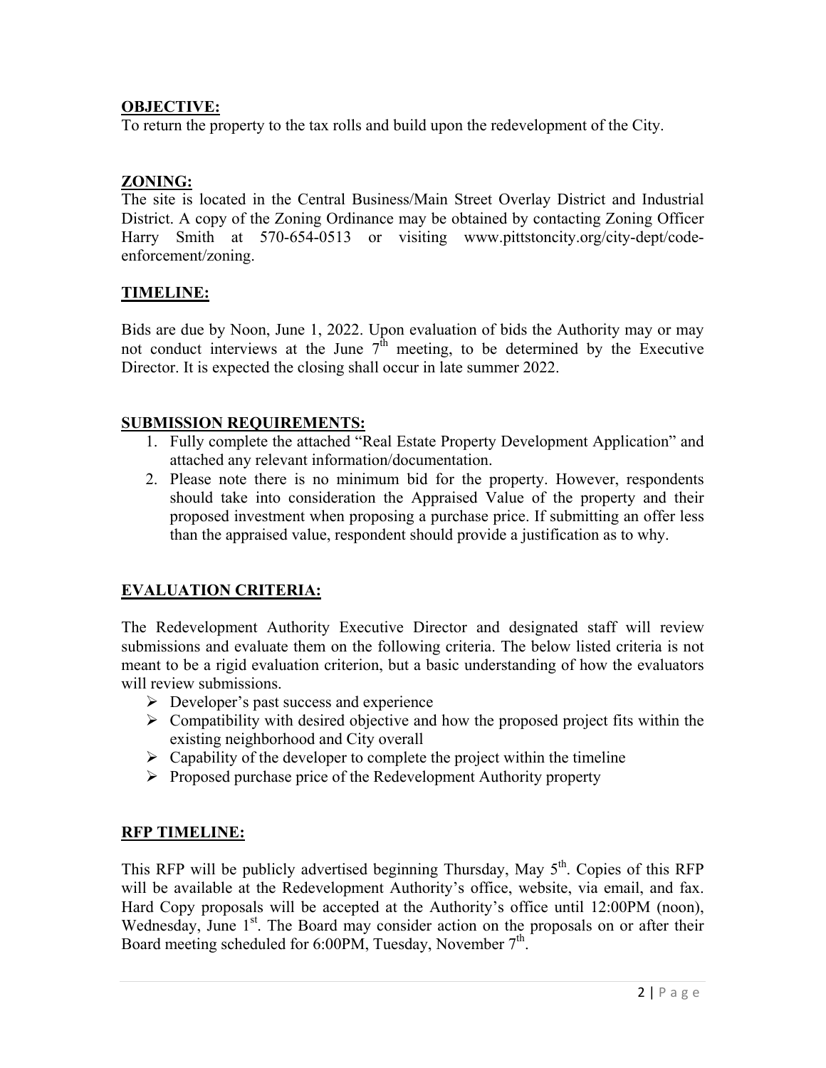**OBJECTIVE:**
To return the property to the tax rolls and build upon the redevelopment of the City.

**ZONING:**
The site is located in the Central Business/Main Street Overlay District and Industrial District. A copy of the Zoning Ordinance may be obtained by contacting Zoning Officer Harry Smith at 570-654-0513 or visiting www.pittstoncity.org/city-dept/code-enforcement/zoning.

**TIMELINE:**

Bids are due by Noon, June 1, 2022. Upon evaluation of bids the Authority may or may not conduct interviews at the June 7th meeting, to be determined by the Executive Director. It is expected the closing shall occur in late summer 2022.

**SUBMISSION REQUIREMENTS:**

1. Fully complete the attached "Real Estate Property Development Application" and attached any relevant information/documentation.
2. Please note there is no minimum bid for the property. However, respondents should take into consideration the Appraised Value of the property and their proposed investment when proposing a purchase price. If submitting an offer less than the appraised value, respondent should provide a justification as to why.

**EVALUATION CRITERIA:**

The Redevelopment Authority Executive Director and designated staff will review submissions and evaluate them on the following criteria. The below listed criteria is not meant to be a rigid evaluation criterion, but a basic understanding of how the evaluators will review submissions.

- Developer's past success and experience
- Compatibility with desired objective and how the proposed project fits within the existing neighborhood and City overall
- Capability of the developer to complete the project within the timeline
- Proposed purchase price of the Redevelopment Authority property

**RFP TIMELINE:**

This RFP will be publicly advertised beginning Thursday, May 5th. Copies of this RFP will be available at the Redevelopment Authority's office, website, via email, and fax. Hard Copy proposals will be accepted at the Authority's office until 12:00PM (noon), Wednesday, June 1st. The Board may consider action on the proposals on or after their Board meeting scheduled for 6:00PM, Tuesday, November 7th.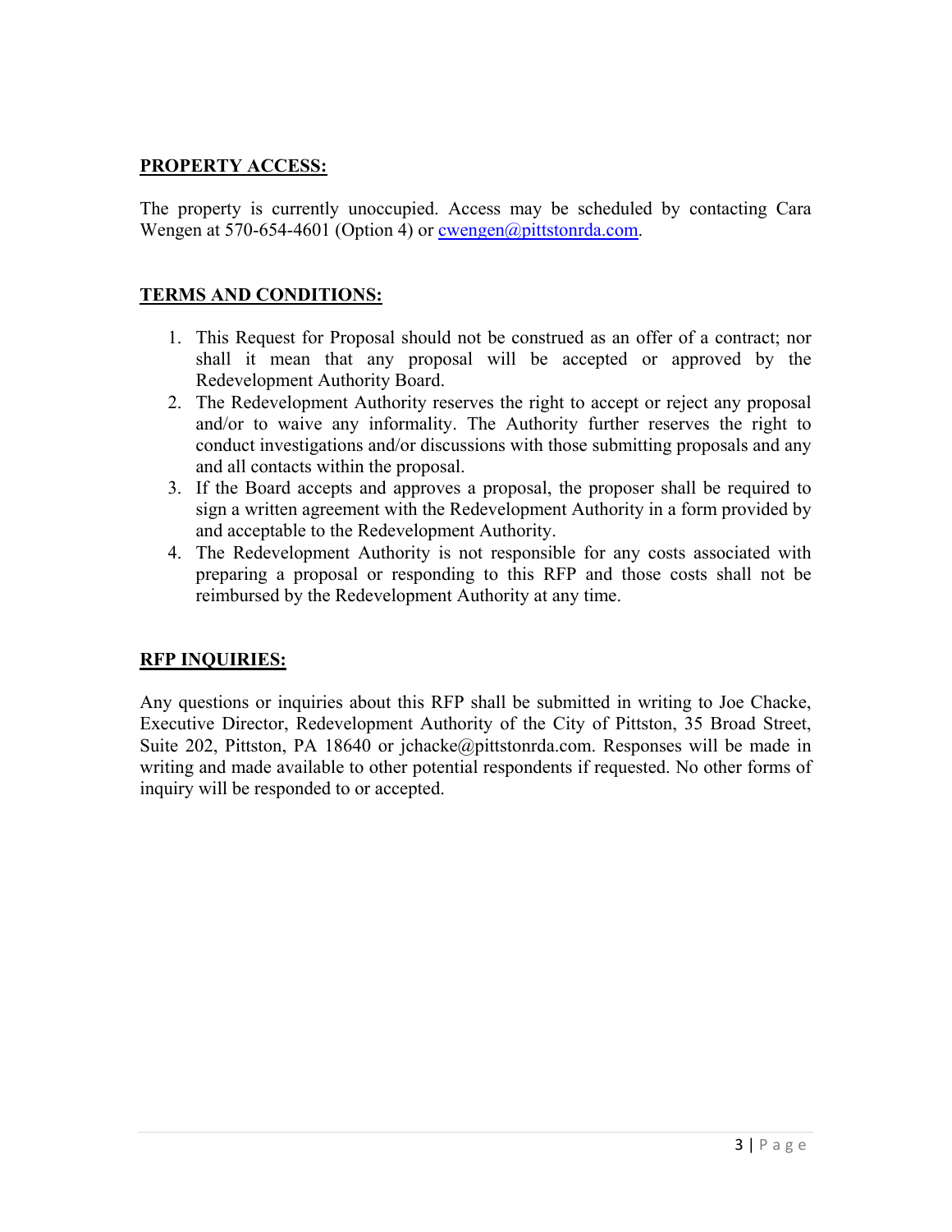**PROPERTY ACCESS:**

The property is currently unoccupied. Access may be scheduled by contacting Cara Wengen at 570-654-4601 (Option 4) or cwengen@pittstonrda.com.

**TERMS AND CONDITIONS:**

1. This Request for Proposal should not be construed as an offer of a contract; nor shall it mean that any proposal will be accepted or approved by the Redevelopment Authority Board.
2. The Redevelopment Authority reserves the right to accept or reject any proposal and/or to waive any informality. The Authority further reserves the right to conduct investigations and/or discussions with those submitting proposals and any and all contacts within the proposal.
3. If the Board accepts and approves a proposal, the proposer shall be required to sign a written agreement with the Redevelopment Authority in a form provided by and acceptable to the Redevelopment Authority.
4. The Redevelopment Authority is not responsible for any costs associated with preparing a proposal or responding to this RFP and those costs shall not be reimbursed by the Redevelopment Authority at any time.

**RFP INQUIRIES:**

Any questions or inquiries about this RFP shall be submitted in writing to Joe Chacke, Executive Director, Redevelopment Authority of the City of Pittston, 35 Broad Street, Suite 202, Pittston, PA 18640 or jchacke@pittstonrda.com. Responses will be made in writing and made available to other potential respondents if requested. No other forms of inquiry will be responded to or accepted.